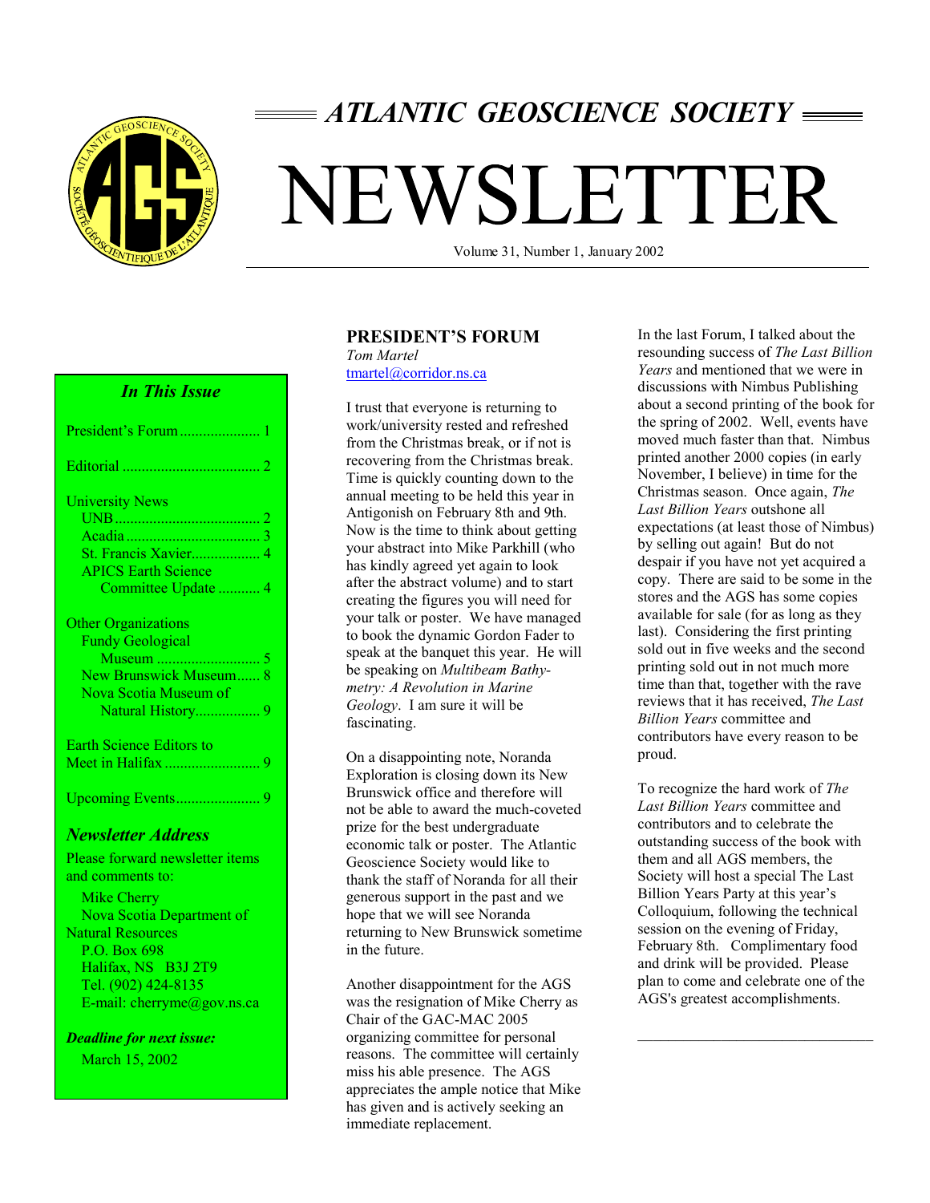# ATLANTIC GEOSCIENCE SOCIETY

# NEWSLETTER

Volume 31, Number 1, January 2002

### *In This Issue*

President's Forum ..................... 1

Editorial .................................... 2

University News
- UNB ....................................... 2
- Acadia ................................... 3
- St. Francis Xavier.................. 4
- APICS Earth Science Committee Update ........... 4

Other Organizations
- Fundy Geological Museum ........................... 5
- New Brunswick Museum...... 8
- Nova Scotia Museum of Natural History................. 9

Earth Science Editors to Meet in Halifax ......................... 9

Upcoming Events...................... 9

### *Newsletter Address*

Please forward newsletter items and comments to:

Mike Cherry
Nova Scotia Department of Natural Resources
P.O. Box 698
Halifax, NS B3J 2T9
Tel. (902) 424-8135
E-mail: cherryme@gov.ns.ca

***Deadline for next issue:***
March 15, 2002

## PRESIDENT'S FORUM

*Tom Martel*
tmartel@corridor.ns.ca

I trust that everyone is returning to work/university rested and refreshed from the Christmas break, or if not is recovering from the Christmas break. Time is quickly counting down to the annual meeting to be held this year in Antigonish on February 8th and 9th. Now is the time to think about getting your abstract into Mike Parkhill (who has kindly agreed yet again to look after the abstract volume) and to start creating the figures you will need for your talk or poster. We have managed to book the dynamic Gordon Fader to speak at the banquet this year. He will be speaking on *Multibeam Bathymetry: A Revolution in Marine Geology*. I am sure it will be fascinating.

On a disappointing note, Noranda Exploration is closing down its New Brunswick office and therefore will not be able to award the much-coveted prize for the best undergraduate economic talk or poster. The Atlantic Geoscience Society would like to thank the staff of Noranda for all their generous support in the past and we hope that we will see Noranda returning to New Brunswick sometime in the future.

Another disappointment for the AGS was the resignation of Mike Cherry as Chair of the GAC-MAC 2005 organizing committee for personal reasons. The committee will certainly miss his able presence. The AGS appreciates the ample notice that Mike has given and is actively seeking an immediate replacement.

In the last Forum, I talked about the resounding success of *The Last Billion Years* and mentioned that we were in discussions with Nimbus Publishing about a second printing of the book for the spring of 2002. Well, events have moved much faster than that. Nimbus printed another 2000 copies (in early November, I believe) in time for the Christmas season. Once again, *The Last Billion Years* outshone all expectations (at least those of Nimbus) by selling out again! But do not despair if you have not yet acquired a copy. There are said to be some in the stores and the AGS has some copies available for sale (for as long as they last). Considering the first printing sold out in five weeks and the second printing sold out in not much more time than that, together with the rave reviews that it has received, *The Last Billion Years* committee and contributors have every reason to be proud.

To recognize the hard work of *The Last Billion Years* committee and contributors and to celebrate the outstanding success of the book with them and all AGS members, the Society will host a special The Last Billion Years Party at this year's Colloquium, following the technical session on the evening of Friday, February 8th. Complimentary food and drink will be provided. Please plan to come and celebrate one of the AGS's greatest accomplishments.

---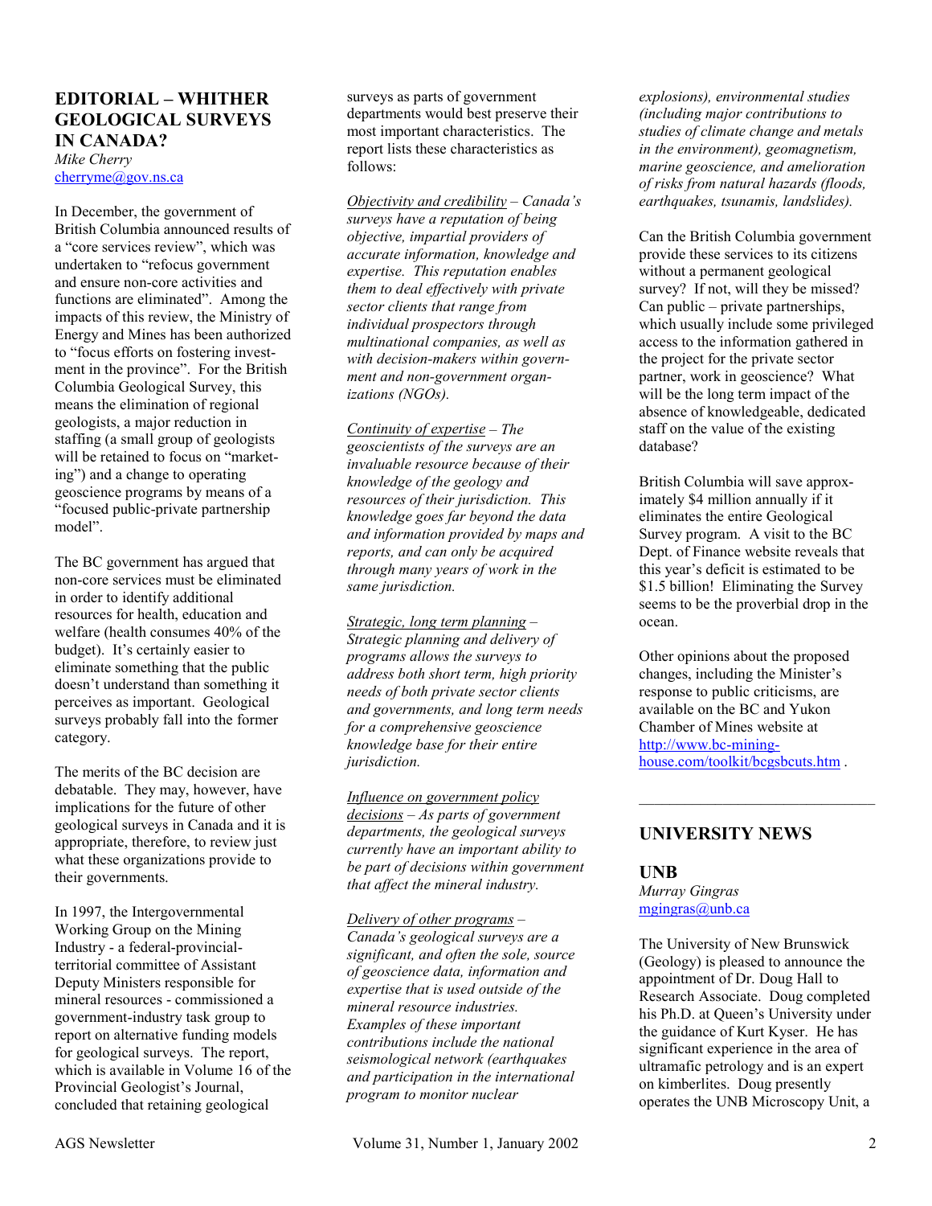## EDITORIAL – WHITHER GEOLOGICAL SURVEYS IN CANADA?

*Mike Cherry*
cherryme@gov.ns.ca

In December, the government of British Columbia announced results of a "core services review", which was undertaken to "refocus government and ensure non-core activities and functions are eliminated". Among the impacts of this review, the Ministry of Energy and Mines has been authorized to "focus efforts on fostering investment in the province". For the British Columbia Geological Survey, this means the elimination of regional geologists, a major reduction in staffing (a small group of geologists will be retained to focus on "marketing") and a change to operating geoscience programs by means of a "focused public-private partnership model".

The BC government has argued that non-core services must be eliminated in order to identify additional resources for health, education and welfare (health consumes 40% of the budget). It's certainly easier to eliminate something that the public doesn't understand than something it perceives as important. Geological surveys probably fall into the former category.

The merits of the BC decision are debatable. They may, however, have implications for the future of other geological surveys in Canada and it is appropriate, therefore, to review just what these organizations provide to their governments.

In 1997, the Intergovernmental Working Group on the Mining Industry - a federal-provincial-territorial committee of Assistant Deputy Ministers responsible for mineral resources - commissioned a government-industry task group to report on alternative funding models for geological surveys. The report, which is available in Volume 16 of the Provincial Geologist's Journal, concluded that retaining geological surveys as parts of government departments would best preserve their most important characteristics. The report lists these characteristics as follows:

<u>Objectivity and credibility</u> – *Canada's surveys have a reputation of being objective, impartial providers of accurate information, knowledge and expertise. This reputation enables them to deal effectively with private sector clients that range from individual prospectors through multinational companies, as well as with decision-makers within government and non-government organizations (NGOs).*

<u>Continuity of expertise</u> – *The geoscientists of the surveys are an invaluable resource because of their knowledge of the geology and resources of their jurisdiction. This knowledge goes far beyond the data and information provided by maps and reports, and can only be acquired through many years of work in the same jurisdiction.*

<u>Strategic, long term planning</u> – *Strategic planning and delivery of programs allows the surveys to address both short term, high priority needs of both private sector clients and governments, and long term needs for a comprehensive geoscience knowledge base for their entire jurisdiction.*

<u>Influence on government policy decisions</u> – *As parts of government departments, the geological surveys currently have an important ability to be part of decisions within government that affect the mineral industry.*

<u>Delivery of other programs</u> – *Canada's geological surveys are a significant, and often the sole, source of geoscience data, information and expertise that is used outside of the mineral resource industries. Examples of these important contributions include the national seismological network (earthquakes and participation in the international program to monitor nuclear explosions), environmental studies (including major contributions to studies of climate change and metals in the environment), geomagnetism, marine geoscience, and amelioration of risks from natural hazards (floods, earthquakes, tsunamis, landslides).*

Can the British Columbia government provide these services to its citizens without a permanent geological survey? If not, will they be missed? Can public – private partnerships, which usually include some privileged access to the information gathered in the project for the private sector partner, work in geoscience? What will be the long term impact of the absence of knowledgeable, dedicated staff on the value of the existing database?

British Columbia will save approximately $4 million annually if it eliminates the entire Geological Survey program. A visit to the BC Dept. of Finance website reveals that this year's deficit is estimated to be $1.5 billion! Eliminating the Survey seems to be the proverbial drop in the ocean.

Other opinions about the proposed changes, including the Minister's response to public criticisms, are available on the BC and Yukon Chamber of Mines website at http://www.bc-mining-house.com/toolkit/bcgsbcuts.htm .

---

## UNIVERSITY NEWS

### UNB

*Murray Gingras*
mgingras@unb.ca

The University of New Brunswick (Geology) is pleased to announce the appointment of Dr. Doug Hall to Research Associate. Doug completed his Ph.D. at Queen's University under the guidance of Kurt Kyser. He has significant experience in the area of ultramafic petrology and is an expert on kimberlites. Doug presently operates the UNB Microscopy Unit, a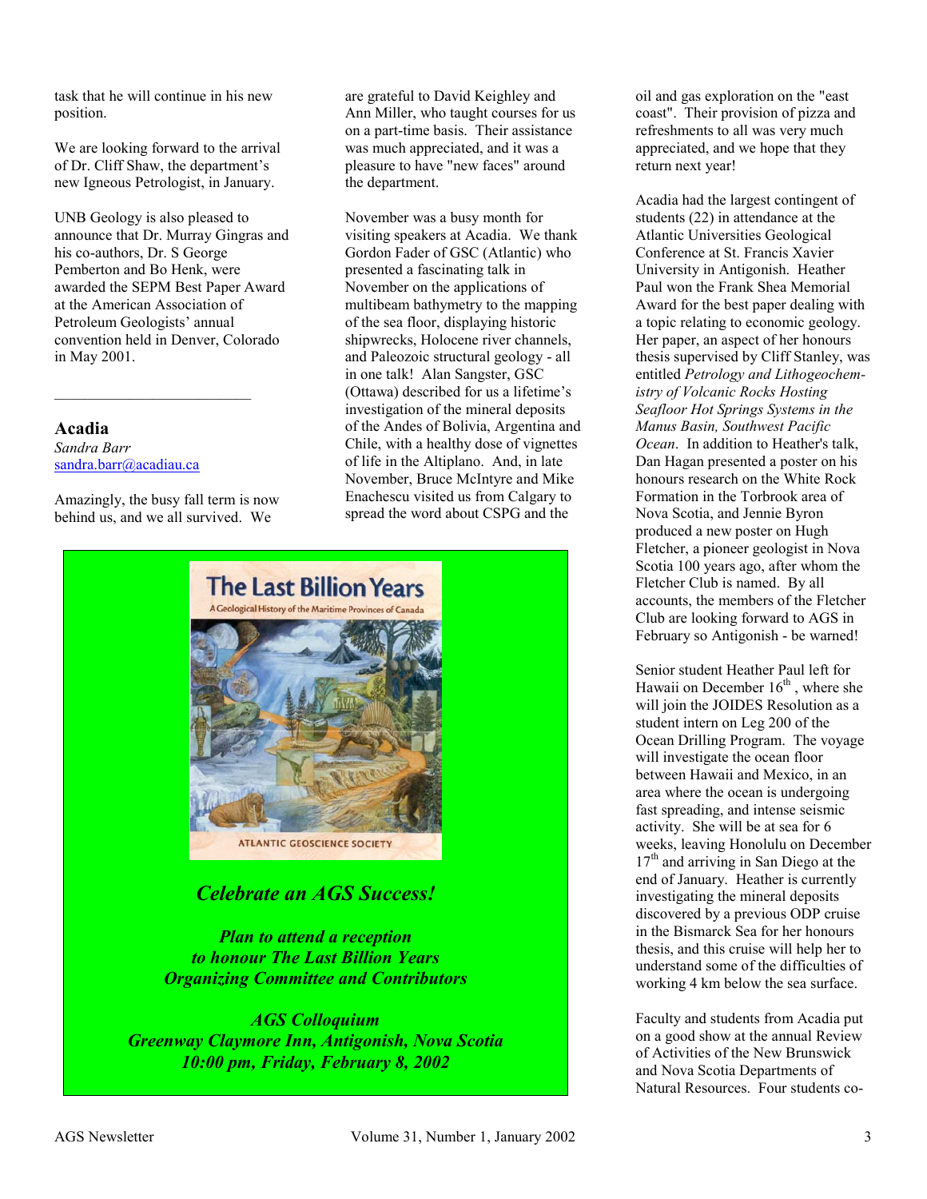task that he will continue in his new position.

We are looking forward to the arrival of Dr. Cliff Shaw, the department's new Igneous Petrologist, in January.

UNB Geology is also pleased to announce that Dr. Murray Gingras and his co-authors, Dr. S George Pemberton and Bo Henk, were awarded the SEPM Best Paper Award at the American Association of Petroleum Geologists' annual convention held in Denver, Colorado in May 2001.

---

## Acadia

*Sandra Barr*
sandra.barr@acadiau.ca

Amazingly, the busy fall term is now behind us, and we all survived. We are grateful to David Keighley and Ann Miller, who taught courses for us on a part-time basis. Their assistance was much appreciated, and it was a pleasure to have "new faces" around the department.

November was a busy month for visiting speakers at Acadia. We thank Gordon Fader of GSC (Atlantic) who presented a fascinating talk in November on the applications of multibeam bathymetry to the mapping of the sea floor, displaying historic shipwrecks, Holocene river channels, and Paleozoic structural geology - all in one talk! Alan Sangster, GSC (Ottawa) described for us a lifetime's investigation of the mineral deposits of the Andes of Bolivia, Argentina and Chile, with a healthy dose of vignettes of life in the Altiplano. And, in late November, Bruce McIntyre and Mike Enachescu visited us from Calgary to spread the word about CSPG and the oil and gas exploration on the "east coast". Their provision of pizza and refreshments to all was very much appreciated, and we hope that they return next year!

Acadia had the largest contingent of students (22) in attendance at the Atlantic Universities Geological Conference at St. Francis Xavier University in Antigonish. Heather Paul won the Frank Shea Memorial Award for the best paper dealing with a topic relating to economic geology. Her paper, an aspect of her honours thesis supervised by Cliff Stanley, was entitled *Petrology and Lithogeochemistry of Volcanic Rocks Hosting Seafloor Hot Springs Systems in the Manus Basin, Southwest Pacific Ocean*. In addition to Heather's talk, Dan Hagan presented a poster on his honours research on the White Rock Formation in the Torbrook area of Nova Scotia, and Jennie Byron produced a new poster on Hugh Fletcher, a pioneer geologist in Nova Scotia 100 years ago, after whom the Fletcher Club is named. By all accounts, the members of the Fletcher Club are looking forward to AGS in February so Antigonish - be warned!

Senior student Heather Paul left for Hawaii on December 16th , where she will join the JOIDES Resolution as a student intern on Leg 200 of the Ocean Drilling Program. The voyage will investigate the ocean floor between Hawaii and Mexico, in an area where the ocean is undergoing fast spreading, and intense seismic activity. She will be at sea for 6 weeks, leaving Honolulu on December 17th and arriving in San Diego at the end of January. Heather is currently investigating the mineral deposits discovered by a previous ODP cruise in the Bismarck Sea for her honours thesis, and this cruise will help her to understand some of the difficulties of working 4 km below the sea surface.

Faculty and students from Acadia put on a good show at the annual Review of Activities of the New Brunswick and Nova Scotia Departments of Natural Resources. Four students co-

---

The Last Billion Years
A Geological History of the Maritime Provinces of Canada
ATLANTIC GEOSCIENCE SOCIETY

***Celebrate an AGS Success!***

***Plan to attend a reception to honour The Last Billion Years Organizing Committee and Contributors***

***AGS Colloquium***
***Greenway Claymore Inn, Antigonish, Nova Scotia***
***10:00 pm, Friday, February 8, 2002***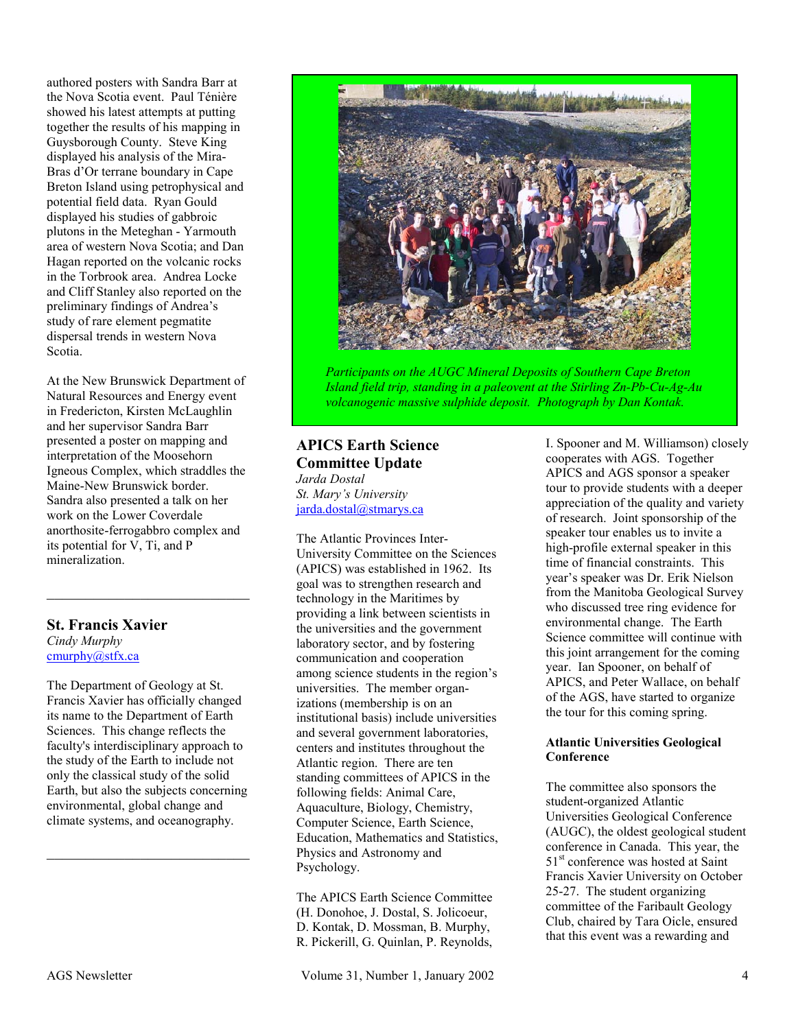authored posters with Sandra Barr at the Nova Scotia event. Paul Ténière showed his latest attempts at putting together the results of his mapping in Guysborough County. Steve King displayed his analysis of the Mira-Bras d'Or terrane boundary in Cape Breton Island using petrophysical and potential field data. Ryan Gould displayed his studies of gabbroic plutons in the Meteghan - Yarmouth area of western Nova Scotia; and Dan Hagan reported on the volcanic rocks in the Torbrook area. Andrea Locke and Cliff Stanley also reported on the preliminary findings of Andrea's study of rare element pegmatite dispersal trends in western Nova Scotia.

At the New Brunswick Department of Natural Resources and Energy event in Fredericton, Kirsten McLaughlin and her supervisor Sandra Barr presented a poster on mapping and interpretation of the Moosehorn Igneous Complex, which straddles the Maine-New Brunswick border. Sandra also presented a talk on her work on the Lower Coverdale anorthosite-ferrogabbro complex and its potential for V, Ti, and P mineralization.

---

## St. Francis Xavier

*Cindy Murphy*
cmurphy@stfx.ca

The Department of Geology at St. Francis Xavier has officially changed its name to the Department of Earth Sciences. This change reflects the faculty's interdisciplinary approach to the study of the Earth to include not only the classical study of the solid Earth, but also the subjects concerning environmental, global change and climate systems, and oceanography.

---

*Participants on the AUGC Mineral Deposits of Southern Cape Breton Island field trip, standing in a paleovent at the Stirling Zn-Pb-Cu-Ag-Au volcanogenic massive sulphide deposit. Photograph by Dan Kontak.*

## APICS Earth Science Committee Update

*Jarda Dostal*
*St. Mary's University*
jarda.dostal@stmarys.ca

The Atlantic Provinces Inter-University Committee on the Sciences (APICS) was established in 1962. Its goal was to strengthen research and technology in the Maritimes by providing a link between scientists in the universities and the government laboratory sector, and by fostering communication and cooperation among science students in the region's universities. The member organizations (membership is on an institutional basis) include universities and several government laboratories, centers and institutes throughout the Atlantic region. There are ten standing committees of APICS in the following fields: Animal Care, Aquaculture, Biology, Chemistry, Computer Science, Earth Science, Education, Mathematics and Statistics, Physics and Astronomy and Psychology.

The APICS Earth Science Committee (H. Donohoe, J. Dostal, S. Jolicoeur, D. Kontak, D. Mossman, B. Murphy, R. Pickerill, G. Quinlan, P. Reynolds, I. Spooner and M. Williamson) closely cooperates with AGS. Together APICS and AGS sponsor a speaker tour to provide students with a deeper appreciation of the quality and variety of research. Joint sponsorship of the speaker tour enables us to invite a high-profile external speaker in this time of financial constraints. This year's speaker was Dr. Erik Nielson from the Manitoba Geological Survey who discussed tree ring evidence for environmental change. The Earth Science committee will continue with this joint arrangement for the coming year. Ian Spooner, on behalf of APICS, and Peter Wallace, on behalf of the AGS, have started to organize the tour for this coming spring.

### Atlantic Universities Geological Conference

The committee also sponsors the student-organized Atlantic Universities Geological Conference (AUGC), the oldest geological student conference in Canada. This year, the 51st conference was hosted at Saint Francis Xavier University on October 25-27. The student organizing committee of the Faribault Geology Club, chaired by Tara Oicle, ensured that this event was a rewarding and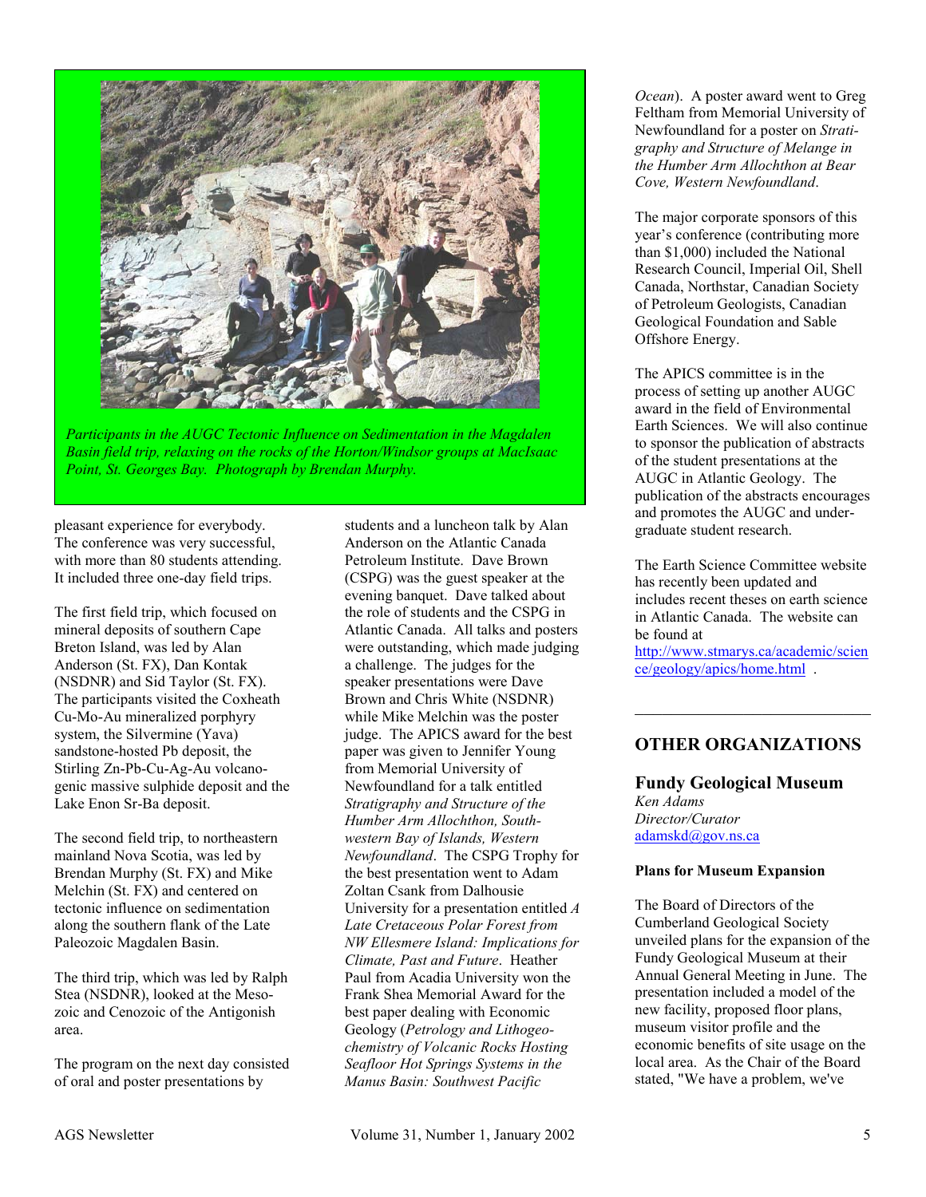*Participants in the AUGC Tectonic Influence on Sedimentation in the Magdalen Basin field trip, relaxing on the rocks of the Horton/Windsor groups at MacIsaac Point, St. Georges Bay. Photograph by Brendan Murphy.*

pleasant experience for everybody. The conference was very successful, with more than 80 students attending. It included three one-day field trips.

The first field trip, which focused on mineral deposits of southern Cape Breton Island, was led by Alan Anderson (St. FX), Dan Kontak (NSDNR) and Sid Taylor (St. FX). The participants visited the Coxheath Cu-Mo-Au mineralized porphyry system, the Silvermine (Yava) sandstone-hosted Pb deposit, the Stirling Zn-Pb-Cu-Ag-Au volcanogenic massive sulphide deposit and the Lake Enon Sr-Ba deposit.

The second field trip, to northeastern mainland Nova Scotia, was led by Brendan Murphy (St. FX) and Mike Melchin (St. FX) and centered on tectonic influence on sedimentation along the southern flank of the Late Paleozoic Magdalen Basin.

The third trip, which was led by Ralph Stea (NSDNR), looked at the Mesozoic and Cenozoic of the Antigonish area.

The program on the next day consisted of oral and poster presentations by students and a luncheon talk by Alan Anderson on the Atlantic Canada Petroleum Institute. Dave Brown (CSPG) was the guest speaker at the evening banquet. Dave talked about the role of students and the CSPG in Atlantic Canada. All talks and posters were outstanding, which made judging a challenge. The judges for the speaker presentations were Dave Brown and Chris White (NSDNR) while Mike Melchin was the poster judge. The APICS award for the best paper was given to Jennifer Young from Memorial University of Newfoundland for a talk entitled *Stratigraphy and Structure of the Humber Arm Allochthon, Southwestern Bay of Islands, Western Newfoundland*. The CSPG Trophy for the best presentation went to Adam Zoltan Csank from Dalhousie University for a presentation entitled *A Late Cretaceous Polar Forest from NW Ellesmere Island: Implications for Climate, Past and Future*. Heather Paul from Acadia University won the Frank Shea Memorial Award for the best paper dealing with Economic Geology (*Petrology and Lithogeochemistry of Volcanic Rocks Hosting Seafloor Hot Springs Systems in the Manus Basin: Southwest Pacific Ocean*). A poster award went to Greg Feltham from Memorial University of Newfoundland for a poster on *Stratigraphy and Structure of Melange in the Humber Arm Allochthon at Bear Cove, Western Newfoundland*.

The major corporate sponsors of this year's conference (contributing more than $1,000) included the National Research Council, Imperial Oil, Shell Canada, Northstar, Canadian Society of Petroleum Geologists, Canadian Geological Foundation and Sable Offshore Energy.

The APICS committee is in the process of setting up another AUGC award in the field of Environmental Earth Sciences. We will also continue to sponsor the publication of abstracts of the student presentations at the AUGC in Atlantic Geology. The publication of the abstracts encourages and promotes the AUGC and undergraduate student research.

The Earth Science Committee website has recently been updated and includes recent theses on earth science in Atlantic Canada. The website can be found at http://www.stmarys.ca/academic/science/geology/apics/home.html .

---

## OTHER ORGANIZATIONS

### Fundy Geological Museum

*Ken Adams*
*Director/Curator*
adamskd@gov.ns.ca

**Plans for Museum Expansion**

The Board of Directors of the Cumberland Geological Society unveiled plans for the expansion of the Fundy Geological Museum at their Annual General Meeting in June. The presentation included a model of the new facility, proposed floor plans, museum visitor profile and the economic benefits of site usage on the local area. As the Chair of the Board stated, "We have a problem, we've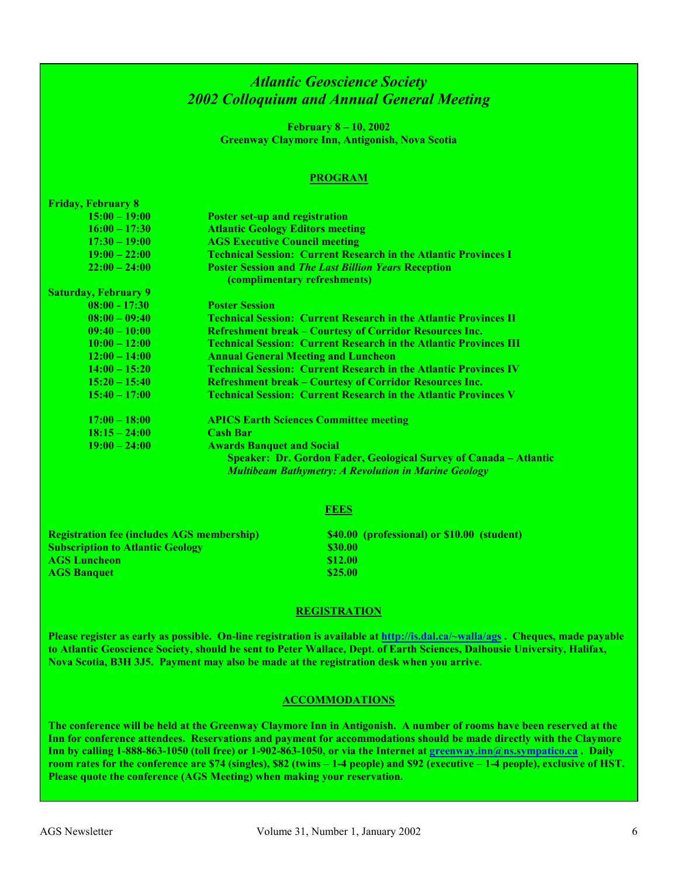# *Atlantic Geoscience Society*
# *2002 Colloquium and Annual General Meeting*

**February 8 – 10, 2002**
**Greenway Claymore Inn, Antigonish, Nova Scotia**

## PROGRAM

**Friday, February 8**

| | |
|---|---|
| **15:00 – 19:00** | **Poster set-up and registration** |
| **16:00 – 17:30** | **Atlantic Geology Editors meeting** |
| **17:30 – 19:00** | **AGS Executive Council meeting** |
| **19:00 – 22:00** | **Technical Session: Current Research in the Atlantic Provinces I** |
| **22:00 – 24:00** | **Poster Session and *The Last Billion Years* Reception (complimentary refreshments)** |

**Saturday, February 9**

| | |
|---|---|
| **08:00 - 17:30** | **Poster Session** |
| **08:00 – 09:40** | **Technical Session: Current Research in the Atlantic Provinces II** |
| **09:40 – 10:00** | **Refreshment break – Courtesy of Corridor Resources Inc.** |
| **10:00 – 12:00** | **Technical Session: Current Research in the Atlantic Provinces III** |
| **12:00 – 14:00** | **Annual General Meeting and Luncheon** |
| **14:00 – 15:20** | **Technical Session: Current Research in the Atlantic Provinces IV** |
| **15:20 – 15:40** | **Refreshment break – Courtesy of Corridor Resources Inc.** |
| **15:40 – 17:00** | **Technical Session: Current Research in the Atlantic Provinces V** |
| **17:00 – 18:00** | **APICS Earth Sciences Committee meeting** |
| **18:15 – 24:00** | **Cash Bar** |
| **19:00 – 24:00** | **Awards Banquet and Social**<br>**Speaker: Dr. Gordon Fader, Geological Survey of Canada – Atlantic**<br>***Multibeam Bathymetry: A Revolution in Marine Geology*** |

## FEES

| | |
|---|---|
| **Registration fee (includes AGS membership)** | **$40.00 (professional) or $10.00 (student)** |
| **Subscription to Atlantic Geology** | **$30.00** |
| **AGS Luncheon** | **$12.00** |
| **AGS Banquet** | **$25.00** |

## REGISTRATION

**Please register as early as possible. On-line registration is available at http://is.dal.ca/~walla/ags . Cheques, made payable to Atlantic Geoscience Society, should be sent to Peter Wallace, Dept. of Earth Sciences, Dalhousie University, Halifax, Nova Scotia, B3H 3J5. Payment may also be made at the registration desk when you arrive.**

## ACCOMMODATIONS

**The conference will be held at the Greenway Claymore Inn in Antigonish. A number of rooms have been reserved at the Inn for conference attendees. Reservations and payment for accommodations should be made directly with the Claymore Inn by calling 1-888-863-1050 (toll free) or 1-902-863-1050, or via the Internet at greenway.inn@ns.sympatico.ca . Daily room rates for the conference are $74 (singles), $82 (twins – 1-4 people) and $92 (executive – 1-4 people), exclusive of HST. Please quote the conference (AGS Meeting) when making your reservation.**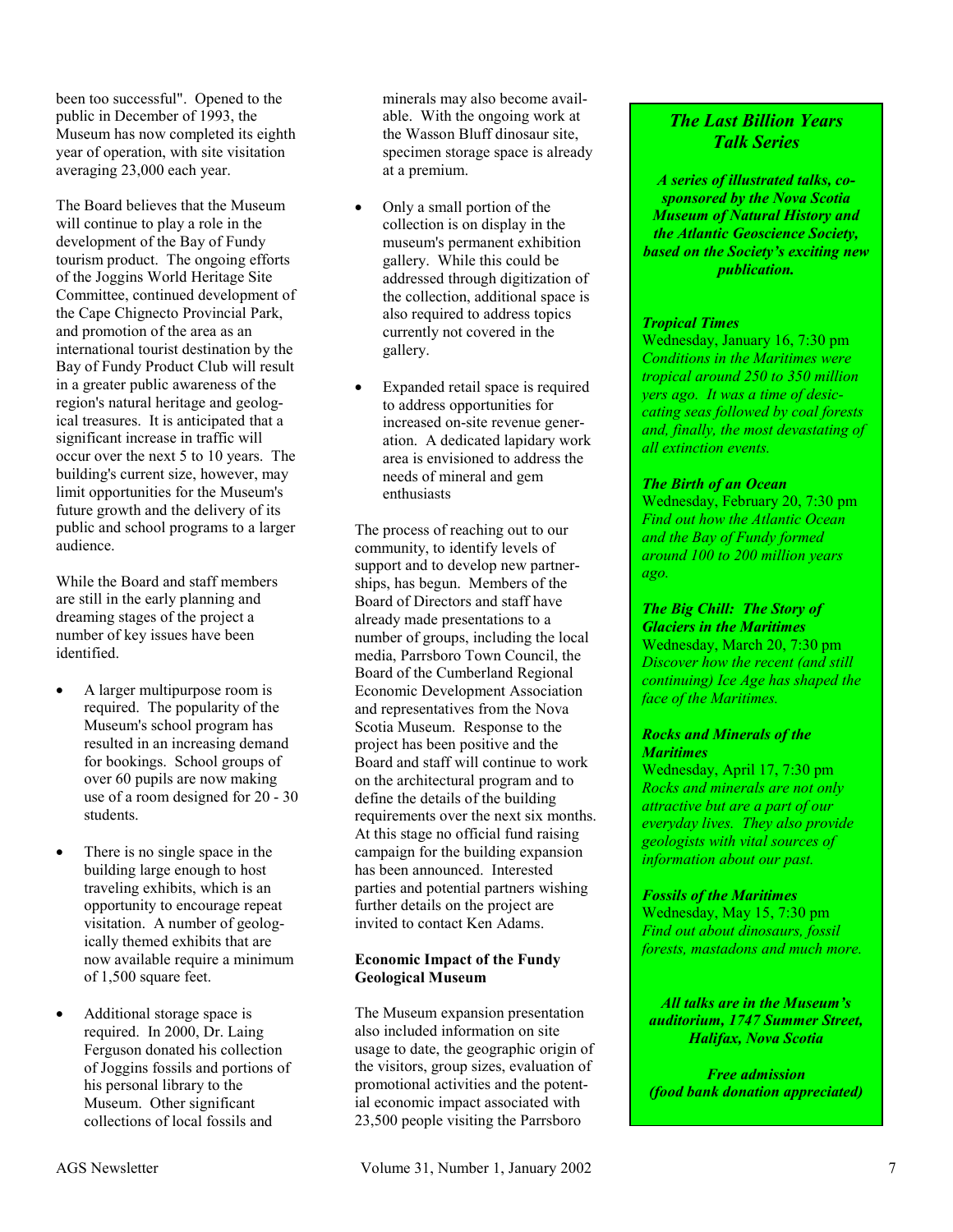been too successful". Opened to the public in December of 1993, the Museum has now completed its eighth year of operation, with site visitation averaging 23,000 each year.

The Board believes that the Museum will continue to play a role in the development of the Bay of Fundy tourism product. The ongoing efforts of the Joggins World Heritage Site Committee, continued development of the Cape Chignecto Provincial Park, and promotion of the area as an international tourist destination by the Bay of Fundy Product Club will result in a greater public awareness of the region's natural heritage and geological treasures. It is anticipated that a significant increase in traffic will occur over the next 5 to 10 years. The building's current size, however, may limit opportunities for the Museum's future growth and the delivery of its public and school programs to a larger audience.

While the Board and staff members are still in the early planning and dreaming stages of the project a number of key issues have been identified.

- A larger multipurpose room is required. The popularity of the Museum's school program has resulted in an increasing demand for bookings. School groups of over 60 pupils are now making use of a room designed for 20 - 30 students.
- There is no single space in the building large enough to host traveling exhibits, which is an opportunity to encourage repeat visitation. A number of geologically themed exhibits that are now available require a minimum of 1,500 square feet.
- Additional storage space is required. In 2000, Dr. Laing Ferguson donated his collection of Joggins fossils and portions of his personal library to the Museum. Other significant collections of local fossils and minerals may also become available. With the ongoing work at the Wasson Bluff dinosaur site, specimen storage space is already at a premium.
- Only a small portion of the collection is on display in the museum's permanent exhibition gallery. While this could be addressed through digitization of the collection, additional space is also required to address topics currently not covered in the gallery.
- Expanded retail space is required to address opportunities for increased on-site revenue generation. A dedicated lapidary work area is envisioned to address the needs of mineral and gem enthusiasts

The process of reaching out to our community, to identify levels of support and to develop new partnerships, has begun. Members of the Board of Directors and staff have already made presentations to a number of groups, including the local media, Parrsboro Town Council, the Board of the Cumberland Regional Economic Development Association and representatives from the Nova Scotia Museum. Response to the project has been positive and the Board and staff will continue to work on the architectural program and to define the details of the building requirements over the next six months. At this stage no official fund raising campaign for the building expansion has been announced. Interested parties and potential partners wishing further details on the project are invited to contact Ken Adams.

**Economic Impact of the Fundy Geological Museum**

The Museum expansion presentation also included information on site usage to date, the geographic origin of the visitors, group sizes, evaluation of promotional activities and the potential economic impact associated with 23,500 people visiting the Parrsboro

## *The Last Billion Years Talk Series*

***A series of illustrated talks, co-sponsored by the Nova Scotia Museum of Natural History and the Atlantic Geoscience Society, based on the Society's exciting new publication.***

***Tropical Times***
Wednesday, January 16, 7:30 pm
*Conditions in the Maritimes were tropical around 250 to 350 million yers ago. It was a time of desiccating seas followed by coal forests and, finally, the most devastating of all extinction events.*

***The Birth of an Ocean***
Wednesday, February 20, 7:30 pm
*Find out how the Atlantic Ocean and the Bay of Fundy formed around 100 to 200 million years ago.*

***The Big Chill: The Story of Glaciers in the Maritimes***
Wednesday, March 20, 7:30 pm
*Discover how the recent (and still continuing) Ice Age has shaped the face of the Maritimes.*

***Rocks and Minerals of the Maritimes***
Wednesday, April 17, 7:30 pm
*Rocks and minerals are not only attractive but are a part of our everyday lives. They also provide geologists with vital sources of information about our past.*

***Fossils of the Maritimes***
Wednesday, May 15, 7:30 pm
*Find out about dinosaurs, fossil forests, mastadons and much more.*

***All talks are in the Museum's auditorium, 1747 Summer Street, Halifax, Nova Scotia***

***Free admission (food bank donation appreciated)***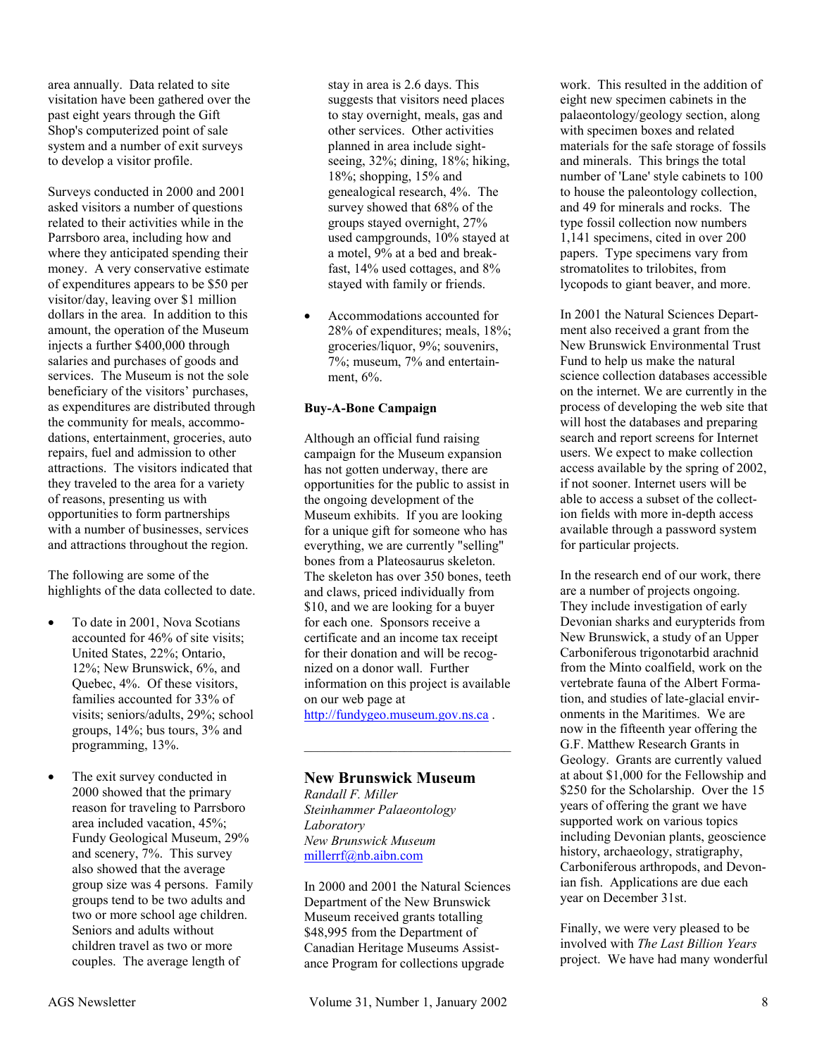area annually. Data related to site visitation have been gathered over the past eight years through the Gift Shop's computerized point of sale system and a number of exit surveys to develop a visitor profile.

Surveys conducted in 2000 and 2001 asked visitors a number of questions related to their activities while in the Parrsboro area, including how and where they anticipated spending their money. A very conservative estimate of expenditures appears to be $50 per visitor/day, leaving over $1 million dollars in the area. In addition to this amount, the operation of the Museum injects a further $400,000 through salaries and purchases of goods and services. The Museum is not the sole beneficiary of the visitors' purchases, as expenditures are distributed through the community for meals, accommodations, entertainment, groceries, auto repairs, fuel and admission to other attractions. The visitors indicated that they traveled to the area for a variety of reasons, presenting us with opportunities to form partnerships with a number of businesses, services and attractions throughout the region.

The following are some of the highlights of the data collected to date.

- To date in 2001, Nova Scotians accounted for 46% of site visits; United States, 22%; Ontario, 12%; New Brunswick, 6%, and Quebec, 4%. Of these visitors, families accounted for 33% of visits; seniors/adults, 29%; school groups, 14%; bus tours, 3% and programming, 13%.
- The exit survey conducted in 2000 showed that the primary reason for traveling to Parrsboro area included vacation, 45%; Fundy Geological Museum, 29% and scenery, 7%. This survey also showed that the average group size was 4 persons. Family groups tend to be two adults and two or more school age children. Seniors and adults without children travel as two or more couples. The average length of stay in area is 2.6 days. This suggests that visitors need places to stay overnight, meals, gas and other services. Other activities planned in area include sightseeing, 32%; dining, 18%; hiking, 18%; shopping, 15% and genealogical research, 4%. The survey showed that 68% of the groups stayed overnight, 27% used campgrounds, 10% stayed at a motel, 9% at a bed and breakfast, 14% used cottages, and 8% stayed with family or friends.
- Accommodations accounted for 28% of expenditures; meals, 18%; groceries/liquor, 9%; souvenirs, 7%; museum, 7% and entertainment, 6%.

**Buy-A-Bone Campaign**

Although an official fund raising campaign for the Museum expansion has not gotten underway, there are opportunities for the public to assist in the ongoing development of the Museum exhibits. If you are looking for a unique gift for someone who has everything, we are currently "selling" bones from a Plateosaurus skeleton. The skeleton has over 350 bones, teeth and claws, priced individually from $10, and we are looking for a buyer for each one. Sponsors receive a certificate and an income tax receipt for their donation and will be recognized on a donor wall. Further information on this project is available on our web page at http://fundygeo.museum.gov.ns.ca .

---

## New Brunswick Museum

*Randall F. Miller*
*Steinhammer Palaeontology Laboratory*
*New Brunswick Museum*
millerrf@nb.aibn.com

In 2000 and 2001 the Natural Sciences Department of the New Brunswick Museum received grants totalling $48,995 from the Department of Canadian Heritage Museums Assistance Program for collections upgrade work. This resulted in the addition of eight new specimen cabinets in the palaeontology/geology section, along with specimen boxes and related materials for the safe storage of fossils and minerals. This brings the total number of 'Lane' style cabinets to 100 to house the paleontology collection, and 49 for minerals and rocks. The type fossil collection now numbers 1,141 specimens, cited in over 200 papers. Type specimens vary from stromatolites to trilobites, from lycopods to giant beaver, and more.

In 2001 the Natural Sciences Department also received a grant from the New Brunswick Environmental Trust Fund to help us make the natural science collection databases accessible on the internet. We are currently in the process of developing the web site that will host the databases and preparing search and report screens for Internet users. We expect to make collection access available by the spring of 2002, if not sooner. Internet users will be able to access a subset of the collection fields with more in-depth access available through a password system for particular projects.

In the research end of our work, there are a number of projects ongoing. They include investigation of early Devonian sharks and eurypterids from New Brunswick, a study of an Upper Carboniferous trigonotarbid arachnid from the Minto coalfield, work on the vertebrate fauna of the Albert Formation, and studies of late-glacial environments in the Maritimes. We are now in the fifteenth year offering the G.F. Matthew Research Grants in Geology. Grants are currently valued at about $1,000 for the Fellowship and $250 for the Scholarship. Over the 15 years of offering the grant we have supported work on various topics including Devonian plants, geoscience history, archaeology, stratigraphy, Carboniferous arthropods, and Devonian fish. Applications are due each year on December 31st.

Finally, we were very pleased to be involved with *The Last Billion Years* project. We have had many wonderful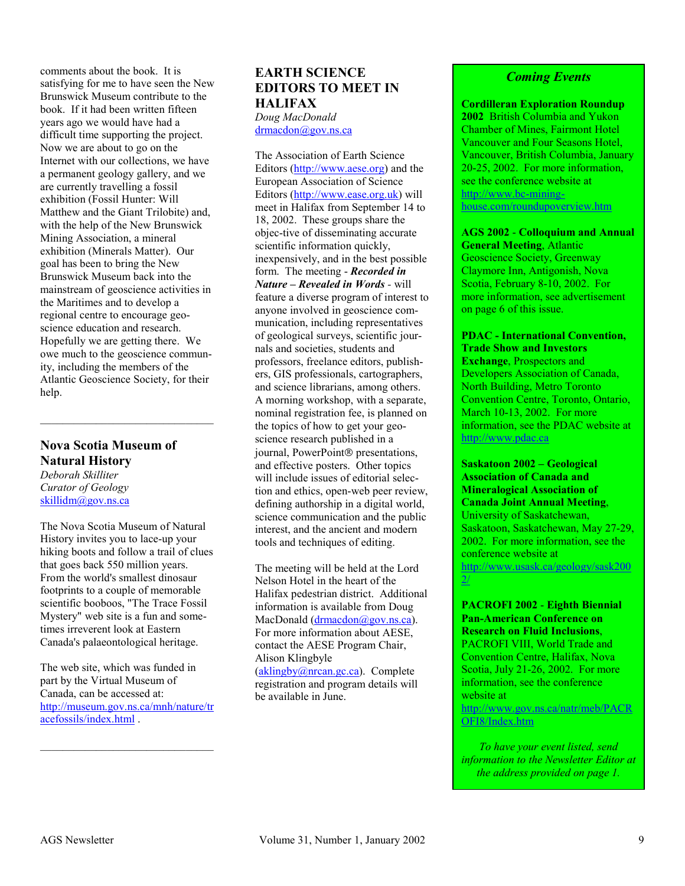comments about the book. It is satisfying for me to have seen the New Brunswick Museum contribute to the book. If it had been written fifteen years ago we would have had a difficult time supporting the project. Now we are about to go on the Internet with our collections, we have a permanent geology gallery, and we are currently travelling a fossil exhibition (Fossil Hunter: Will Matthew and the Giant Trilobite) and, with the help of the New Brunswick Mining Association, a mineral exhibition (Minerals Matter). Our goal has been to bring the New Brunswick Museum back into the mainstream of geoscience activities in the Maritimes and to develop a regional centre to encourage geo-science education and research. Hopefully we are getting there. We owe much to the geoscience commun-ity, including the members of the Atlantic Geoscience Society, for their help.

---

## Nova Scotia Museum of Natural History

*Deborah Skilliter*
*Curator of Geology*
skillidm@gov.ns.ca

The Nova Scotia Museum of Natural History invites you to lace-up your hiking boots and follow a trail of clues that goes back 550 million years. From the world's smallest dinosaur footprints to a couple of memorable scientific booboos, "The Trace Fossil Mystery" web site is a fun and some-times irreverent look at Eastern Canada's palaeontological heritage.

The web site, which was funded in part by the Virtual Museum of Canada, can be accessed at: http://museum.gov.ns.ca/mnh/nature/tracefossils/index.html .

---

## EARTH SCIENCE EDITORS TO MEET IN HALIFAX

*Doug MacDonald*
drmacdon@gov.ns.ca

The Association of Earth Science Editors (http://www.aese.org) and the European Association of Science Editors (http://www.ease.org.uk) will meet in Halifax from September 14 to 18, 2002. These groups share the objec-tive of disseminating accurate scientific information quickly, inexpensively, and in the best possible form. The meeting - ***Recorded in Nature – Revealed in Words*** - will feature a diverse program of interest to anyone involved in geoscience com-munication, including representatives of geological surveys, scientific jour-nals and societies, students and professors, freelance editors, publish-ers, GIS professionals, cartographers, and science librarians, among others. A morning workshop, with a separate, nominal registration fee, is planned on the topics of how to get your geo-science research published in a journal, PowerPoint® presentations, and effective posters. Other topics will include issues of editorial selec-tion and ethics, open-web peer review, defining authorship in a digital world, science communication and the public interest, and the ancient and modern tools and techniques of editing.

The meeting will be held at the Lord Nelson Hotel in the heart of the Halifax pedestrian district. Additional information is available from Doug MacDonald (drmacdon@gov.ns.ca). For more information about AESE, contact the AESE Program Chair, Alison Klingbyle (aklingby@nrcan.gc.ca). Complete registration and program details will be available in June.

---

## *Coming Events*

**Cordilleran Exploration Roundup 2002** British Columbia and Yukon Chamber of Mines, Fairmont Hotel Vancouver and Four Seasons Hotel, Vancouver, British Columbia, January 20-25, 2002. For more information, see the conference website at http://www.bc-mining-house.com/roundupoverview.htm

**AGS 2002 - Colloquium and Annual General Meeting**, Atlantic Geoscience Society, Greenway Claymore Inn, Antigonish, Nova Scotia, February 8-10, 2002. For more information, see advertisement on page 6 of this issue.

**PDAC - International Convention, Trade Show and Investors Exchange**, Prospectors and Developers Association of Canada, North Building, Metro Toronto Convention Centre, Toronto, Ontario, March 10-13, 2002. For more information, see the PDAC website at http://www.pdac.ca

**Saskatoon 2002 – Geological Association of Canada and Mineralogical Association of Canada Joint Annual Meeting**, University of Saskatchewan, Saskatoon, Saskatchewan, May 27-29, 2002. For more information, see the conference website at http://www.usask.ca/geology/sask2002/

**PACROFI 2002 - Eighth Biennial Pan-American Conference on Research on Fluid Inclusions**, PACROFI VIII, World Trade and Convention Centre, Halifax, Nova Scotia, July 21-26, 2002. For more information, see the conference website at http://www.gov.ns.ca/natr/meb/PACROFI8/Index.htm

*To have your event listed, send information to the Newsletter Editor at the address provided on page 1.*